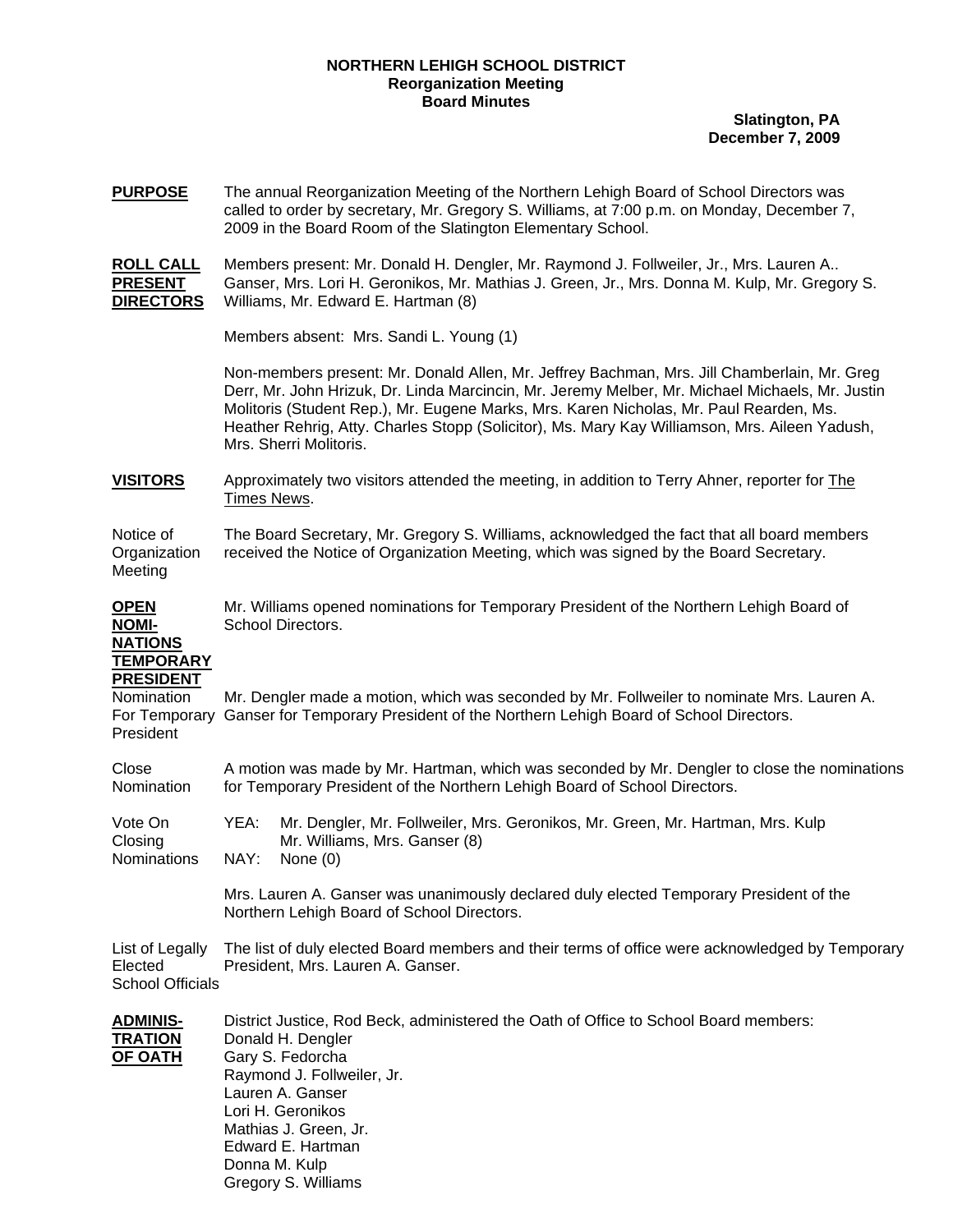**NORTHERN LEHIGH SCHOOL DISTRICT**
**Reorganization Meeting**
**Board Minutes**

**Slatington, PA**
**December 7, 2009**

**PURPOSE** The annual Reorganization Meeting of the Northern Lehigh Board of School Directors was called to order by secretary, Mr. Gregory S. Williams, at 7:00 p.m. on Monday, December 7, 2009 in the Board Room of the Slatington Elementary School.

**ROLL CALL PRESENT DIRECTORS** Members present: Mr. Donald H. Dengler, Mr. Raymond J. Follweiler, Jr., Mrs. Lauren A.. Ganser, Mrs. Lori H. Geronikos, Mr. Mathias J. Green, Jr., Mrs. Donna M. Kulp, Mr. Gregory S. Williams, Mr. Edward E. Hartman (8)

Members absent: Mrs. Sandi L. Young (1)

Non-members present: Mr. Donald Allen, Mr. Jeffrey Bachman, Mrs. Jill Chamberlain, Mr. Greg Derr, Mr. John Hrizuk, Dr. Linda Marcincin, Mr. Jeremy Melber, Mr. Michael Michaels, Mr. Justin Molitoris (Student Rep.), Mr. Eugene Marks, Mrs. Karen Nicholas, Mr. Paul Rearden, Ms. Heather Rehrig, Atty. Charles Stopp (Solicitor), Ms. Mary Kay Williamson, Mrs. Aileen Yadush, Mrs. Sherri Molitoris.

**VISITORS** Approximately two visitors attended the meeting, in addition to Terry Ahner, reporter for The Times News.

Notice of Organization Meeting: The Board Secretary, Mr. Gregory S. Williams, acknowledged the fact that all board members received the Notice of Organization Meeting, which was signed by the Board Secretary.

**OPEN NOMINATIONS TEMPORARY PRESIDENT** Mr. Williams opened nominations for Temporary President of the Northern Lehigh Board of School Directors.

Nomination For Temporary President: Mr. Dengler made a motion, which was seconded by Mr. Follweiler to nominate Mrs. Lauren A. Ganser for Temporary President of the Northern Lehigh Board of School Directors.

Close Nomination: A motion was made by Mr. Hartman, which was seconded by Mr. Dengler to close the nominations for Temporary President of the Northern Lehigh Board of School Directors.

Vote On Closing Nominations:
YEA: Mr. Dengler, Mr. Follweiler, Mrs. Geronikos, Mr. Green, Mr. Hartman, Mrs. Kulp Mr. Williams, Mrs. Ganser (8)
NAY: None (0)

Mrs. Lauren A. Ganser was unanimously declared duly elected Temporary President of the Northern Lehigh Board of School Directors.

List of Legally Elected School Officials: The list of duly elected Board members and their terms of office were acknowledged by Temporary President, Mrs. Lauren A. Ganser.

**ADMINISTRATION OF OATH** District Justice, Rod Beck, administered the Oath of Office to School Board members:
Donald H. Dengler
Gary S. Fedorcha
Raymond J. Follweiler, Jr.
Lauren A. Ganser
Lori H. Geronikos
Mathias J. Green, Jr.
Edward E. Hartman
Donna M. Kulp
Gregory S. Williams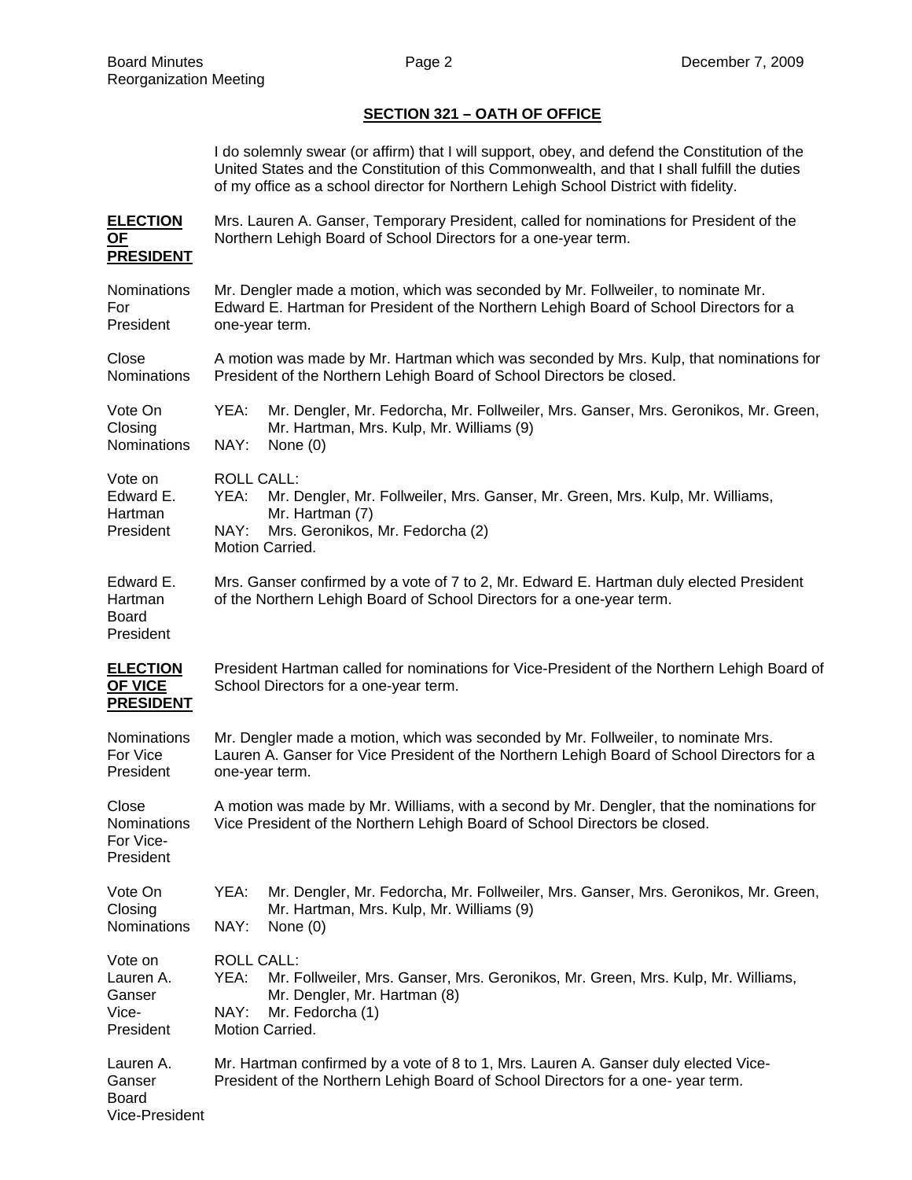## SECTION 321 – OATH OF OFFICE

I do solemnly swear (or affirm) that I will support, obey, and defend the Constitution of the United States and the Constitution of this Commonwealth, and that I shall fulfill the duties of my office as a school director for Northern Lehigh School District with fidelity.

**ELECTION OF PRESIDENT**

Mrs. Lauren A. Ganser, Temporary President, called for nominations for President of the Northern Lehigh Board of School Directors for a one-year term.

Nominations For President

Mr. Dengler made a motion, which was seconded by Mr. Follweiler, to nominate Mr. Edward E. Hartman for President of the Northern Lehigh Board of School Directors for a one-year term.

Close Nominations

A motion was made by Mr. Hartman which was seconded by Mrs. Kulp, that nominations for President of the Northern Lehigh Board of School Directors be closed.

Vote On Closing Nominations

YEA: Mr. Dengler, Mr. Fedorcha, Mr. Follweiler, Mrs. Ganser, Mrs. Geronikos, Mr. Green, Mr. Hartman, Mrs. Kulp, Mr. Williams (9)
NAY: None (0)

Vote on Edward E. Hartman President

ROLL CALL:
YEA: Mr. Dengler, Mr. Follweiler, Mrs. Ganser, Mr. Green, Mrs. Kulp, Mr. Williams, Mr. Hartman (7)
NAY: Mrs. Geronikos, Mr. Fedorcha (2)
Motion Carried.

Edward E. Hartman Board President

Mrs. Ganser confirmed by a vote of 7 to 2, Mr. Edward E. Hartman duly elected President of the Northern Lehigh Board of School Directors for a one-year term.

**ELECTION OF VICE PRESIDENT**

President Hartman called for nominations for Vice-President of the Northern Lehigh Board of School Directors for a one-year term.

Nominations For Vice President

Mr. Dengler made a motion, which was seconded by Mr. Follweiler, to nominate Mrs. Lauren A. Ganser for Vice President of the Northern Lehigh Board of School Directors for a one-year term.

Close Nominations For Vice-President

A motion was made by Mr. Williams, with a second by Mr. Dengler, that the nominations for Vice President of the Northern Lehigh Board of School Directors be closed.

Vote On Closing Nominations

YEA: Mr. Dengler, Mr. Fedorcha, Mr. Follweiler, Mrs. Ganser, Mrs. Geronikos, Mr. Green, Mr. Hartman, Mrs. Kulp, Mr. Williams (9)
NAY: None (0)

Vote on Lauren A. Ganser Vice-President

ROLL CALL:
YEA: Mr. Follweiler, Mrs. Ganser, Mrs. Geronikos, Mr. Green, Mrs. Kulp, Mr. Williams, Mr. Dengler, Mr. Hartman (8)
NAY: Mr. Fedorcha (1)
Motion Carried.

Lauren A. Ganser Board Vice-President

Mr. Hartman confirmed by a vote of 8 to 1, Mrs. Lauren A. Ganser duly elected Vice-President of the Northern Lehigh Board of School Directors for a one- year term.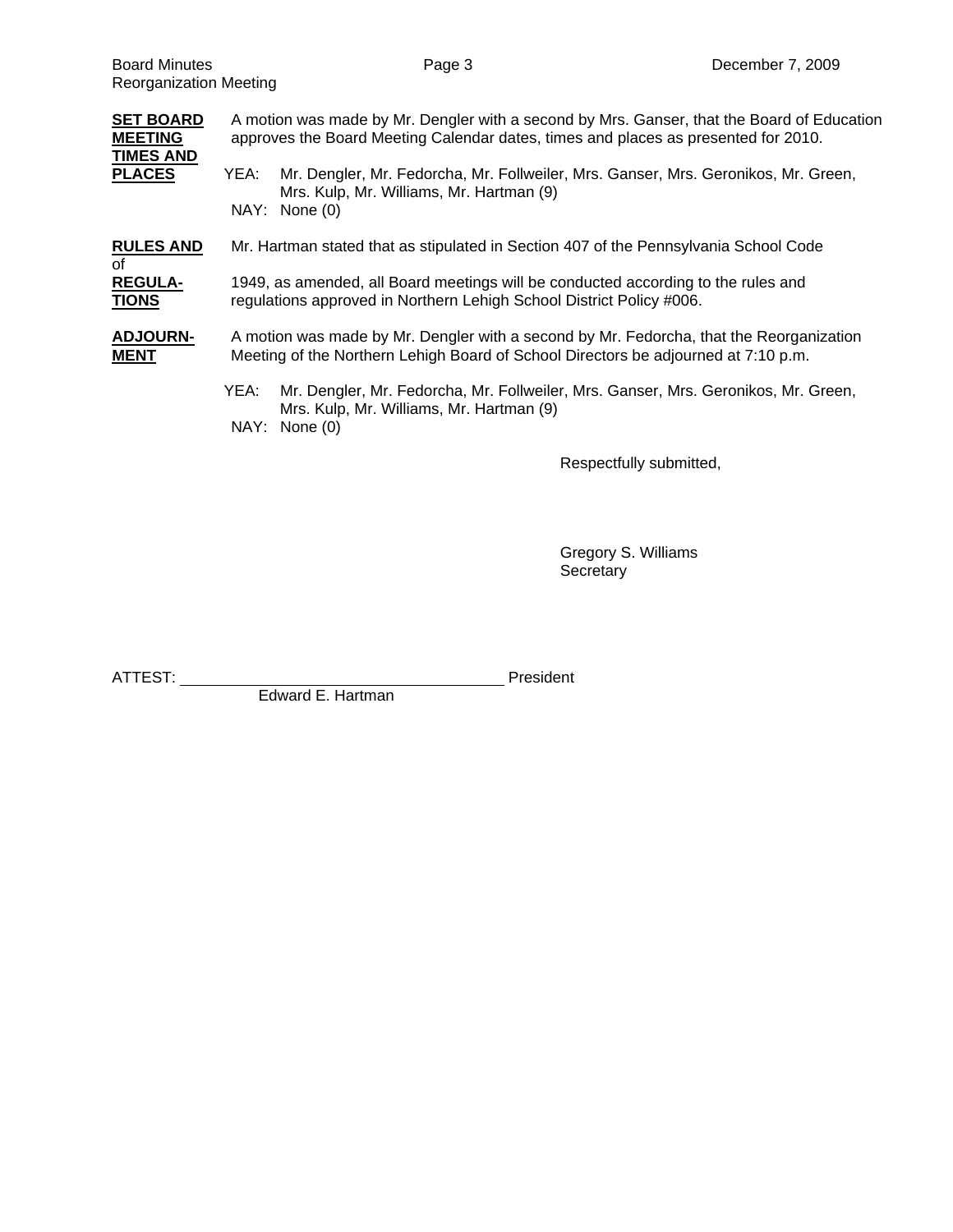**SET BOARD MEETING TIMES AND PLACES**

A motion was made by Mr. Dengler with a second by Mrs. Ganser, that the Board of Education approves the Board Meeting Calendar dates, times and places as presented for 2010.

YEA: Mr. Dengler, Mr. Fedorcha, Mr. Follweiler, Mrs. Ganser, Mrs. Geronikos, Mr. Green, Mrs. Kulp, Mr. Williams, Mr. Hartman (9)
NAY: None (0)

**RULES AND of REGULATIONS**

Mr. Hartman stated that as stipulated in Section 407 of the Pennsylvania School Code 1949, as amended, all Board meetings will be conducted according to the rules and regulations approved in Northern Lehigh School District Policy #006.

**ADJOURNMENT**

A motion was made by Mr. Dengler with a second by Mr. Fedorcha, that the Reorganization Meeting of the Northern Lehigh Board of School Directors be adjourned at 7:10 p.m.

YEA: Mr. Dengler, Mr. Fedorcha, Mr. Follweiler, Mrs. Ganser, Mrs. Geronikos, Mr. Green, Mrs. Kulp, Mr. Williams, Mr. Hartman (9)
NAY: None (0)

Respectfully submitted,

Gregory S. Williams
Secretary

ATTEST: ______________________________ President
Edward E. Hartman